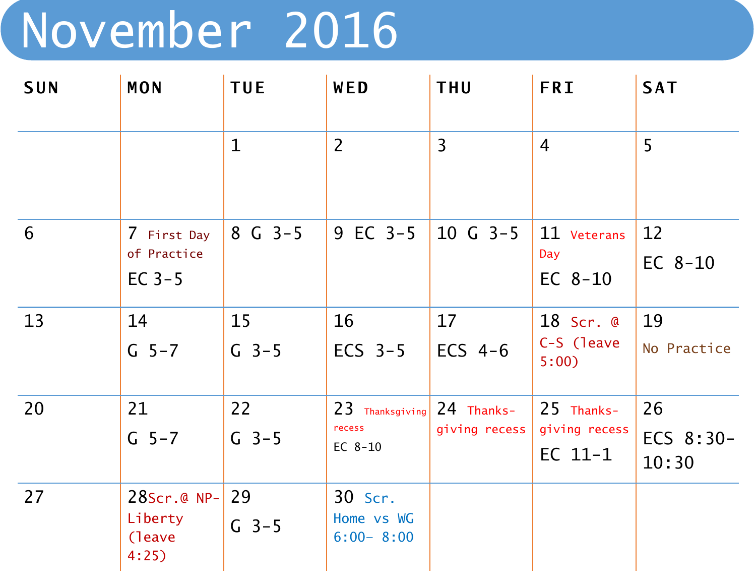# November 2016

| SUN | MON | TUE | WED | THU | FRI | SAT |
|---|---|---|---|---|---|---|
| | | 1 | 2 | 3 | 4 | 5 |
| 6 | 7 First Day of Practice<br>EC 3-5 | 8 G 3-5 | 9 EC 3-5 | 10 G 3-5 | 11 Veterans Day<br>EC 8-10 | 12<br>EC 8-10 |
| 13 | 14<br>G 5-7 | 15<br>G 3-5 | 16<br>ECS 3-5 | 17<br>ECS 4-6 | 18 Scr. @ C-S (leave 5:00) | 19<br>No Practice |
| 20 | 21<br>G 5-7 | 22<br>G 3-5 | 23 Thanksgiving recess<br>EC 8-10 | 24 Thanks-giving recess | 25 Thanks-giving recess<br>EC 11-1 | 26<br>ECS 8:30-10:30 |
| 27 | 28 Scr.@ NP-Liberty (leave 4:25) | 29<br>G 3-5 | 30 Scr. Home vs WG 6:00- 8:00 | | | |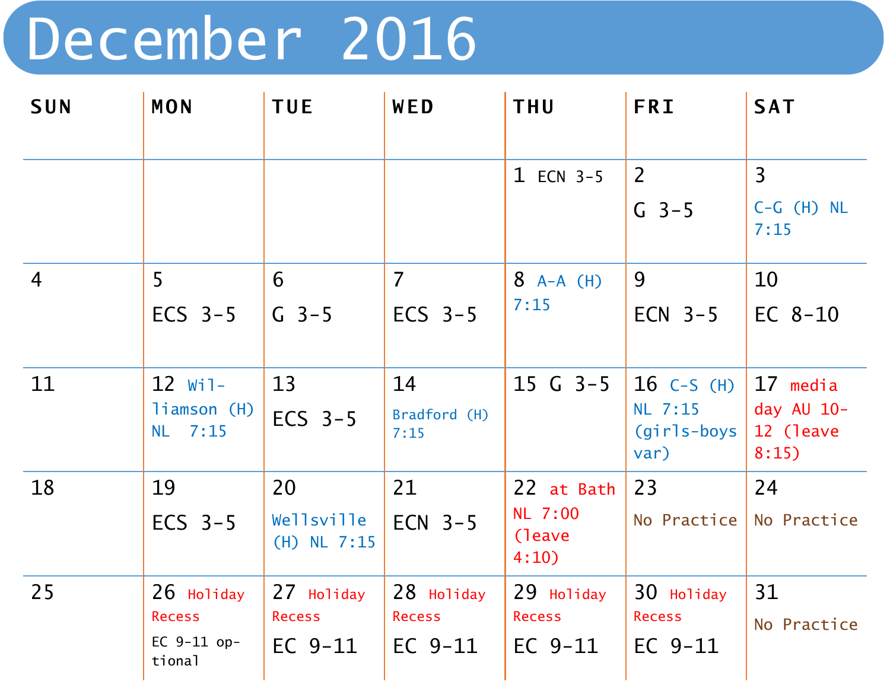# December 2016

| SUN | MON | TUE | WED | THU | FRI | SAT |
|---|---|---|---|---|---|---|
| | | | | 1 ECN 3-5 | 2 G 3-5 | 3 C-G (H) NL 7:15 |
| 4 | 5 ECS 3-5 | 6 G 3-5 | 7 ECS 3-5 | 8 A-A (H) 7:15 | 9 ECN 3-5 | 10 EC 8-10 |
| 11 | 12 Williamson (H) NL 7:15 | 13 ECS 3-5 | 14 Bradford (H) 7:15 | 15 G 3-5 | 16 C-S (H) NL 7:15 (girls-boys var) | 17 media day AU 10-12 (leave 8:15) |
| 18 | 19 ECS 3-5 | 20 Wellsville (H) NL 7:15 | 21 ECN 3-5 | 22 at Bath NL 7:00 (leave 4:10) | 23 No Practice | 24 No Practice |
| 25 | 26 Holiday Recess EC 9-11 optional | 27 Holiday Recess EC 9-11 | 28 Holiday Recess EC 9-11 | 29 Holiday Recess EC 9-11 | 30 Holiday Recess EC 9-11 | 31 No Practice |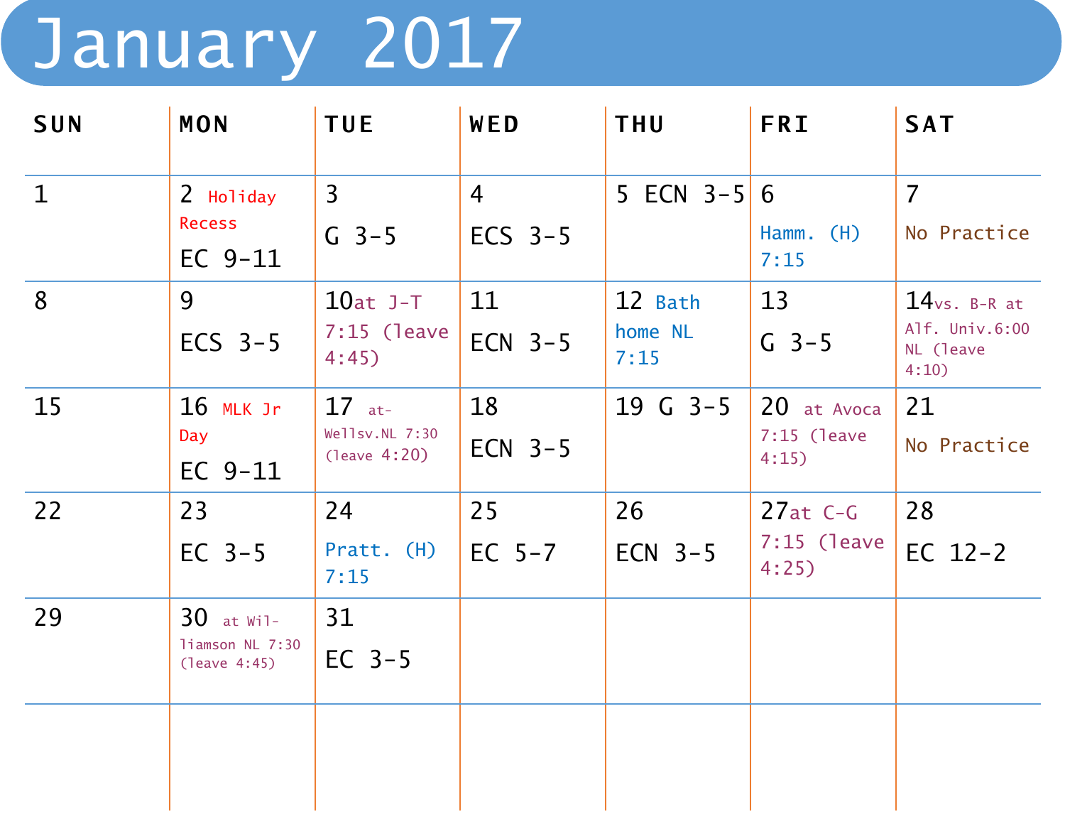# January 2017

| SUN | MON | TUE | WED | THU | FRI | SAT |
|---|---|---|---|---|---|---|
| 1 | 2 Holiday Recess<br>EC 9-11 | 3<br>G 3-5 | 4<br>ECS 3-5 | 5 ECN 3-5 | 6<br>Hamm. (H) 7:15 | 7<br>No Practice |
| 8 | 9<br>ECS 3-5 | 10 at J-T 7:15 (leave 4:45) | 11<br>ECN 3-5 | 12 Bath home NL 7:15 | 13<br>G 3-5 | 14 vs. B-R at Alf. Univ.6:00 NL (leave 4:10) |
| 15 | 16 MLK Jr Day<br>EC 9-11 | 17 at-Wellsv.NL 7:30 (leave 4:20) | 18<br>ECN 3-5 | 19 G 3-5 | 20 at Avoca 7:15 (leave 4:15) | 21<br>No Practice |
| 22 | 23<br>EC 3-5 | 24<br>Pratt. (H) 7:15 | 25<br>EC 5-7 | 26<br>ECN 3-5 | 27 at C-G 7:15 (leave 4:25) | 28<br>EC 12-2 |
| 29 | 30 at Wil-liamson NL 7:30 (leave 4:45) | 31<br>EC 3-5 | | | | |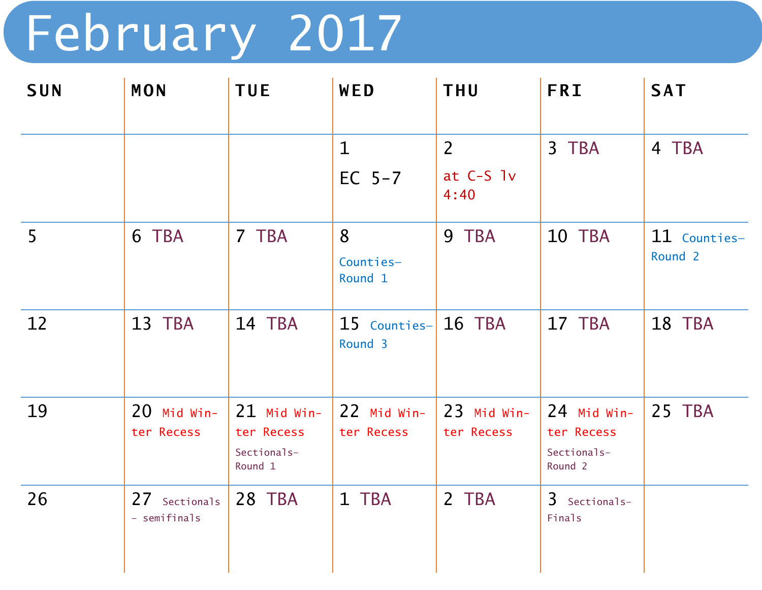# February 2017

| SUN | MON | TUE | WED | THU | FRI | SAT |
|---|---|---|---|---|---|---|
| | | | 1 EC 5-7 | 2 at C-S lv 4:40 | 3 TBA | 4 TBA |
| 5 | 6 TBA | 7 TBA | 8 Counties–Round 1 | 9 TBA | 10 TBA | 11 Counties–Round 2 |
| 12 | 13 TBA | 14 TBA | 15 Counties–Round 3 | 16 TBA | 17 TBA | 18 TBA |
| 19 | 20 Mid Winter Recess | 21 Mid Winter Recess Sectionals–Round 1 | 22 Mid Winter Recess | 23 Mid Winter Recess | 24 Mid Winter Recess Sectionals–Round 2 | 25 TBA |
| 26 | 27 Sectionals – semifinals | 28 TBA | 1 TBA | 2 TBA | 3 Sectionals–Finals | |